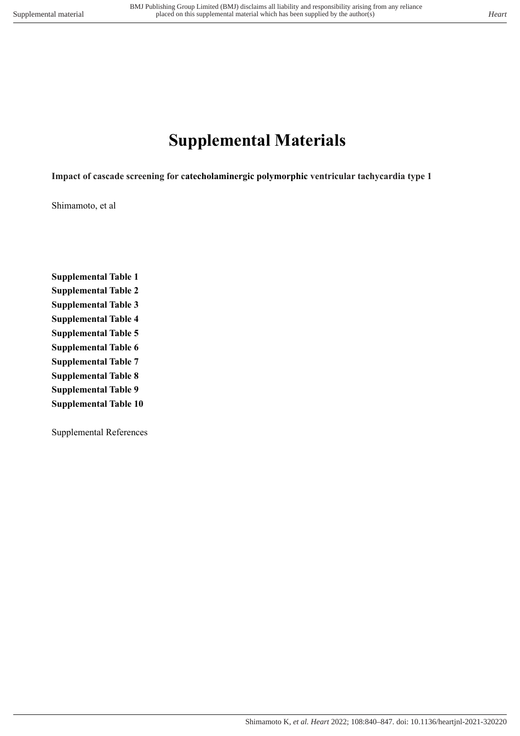# Supplemental Materials

**Impact of cascade screening for catecholaminergic polymorphic ventricular tachycardia type 1**

Shimamoto, et al

**Supplemental Table 1**
**Supplemental Table 2**
**Supplemental Table 3**
**Supplemental Table 4**
**Supplemental Table 5**
**Supplemental Table 6**
**Supplemental Table 7**
**Supplemental Table 8**
**Supplemental Table 9**
**Supplemental Table 10**

Supplemental References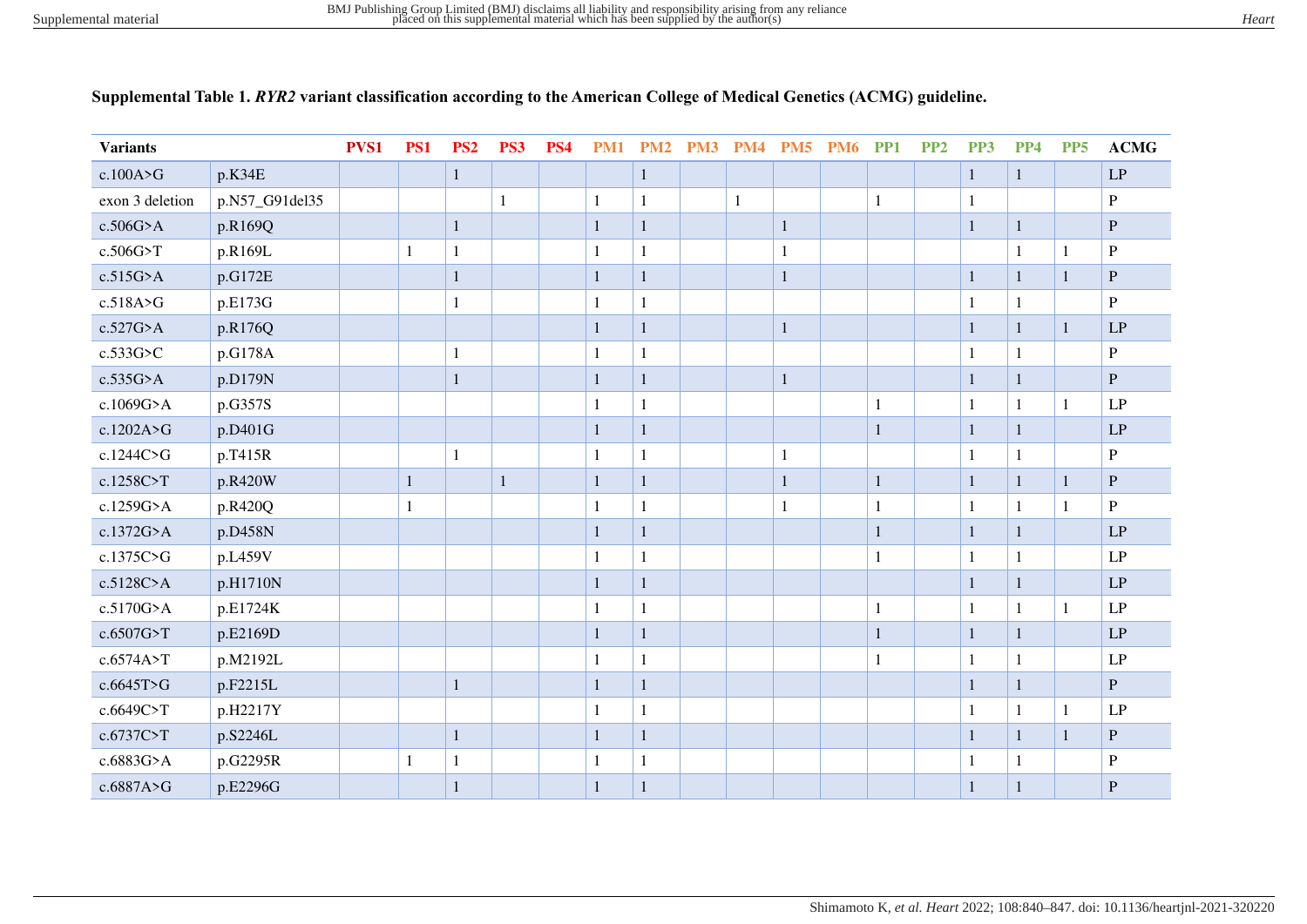**Supplemental Table 1.** ***RYR2*** **variant classification according to the American College of Medical Genetics (ACMG) guideline.**

| Variants | | PVS1 | PS1 | PS2 | PS3 | PS4 | PM1 | PM2 | PM3 | PM4 | PM5 | PM6 | PP1 | PP2 | PP3 | PP4 | PP5 | ACMG |
|---|---|---|---|---|---|---|---|---|---|---|---|---|---|---|---|---|---|---|
| c.100A>G | p.K34E | | | 1 | | | | 1 | | | | | | | 1 | 1 | | LP |
| exon 3 deletion | p.N57_G91del35 | | | | 1 | | 1 | 1 | | 1 | | | 1 | | 1 | | | P |
| c.506G>A | p.R169Q | | | 1 | | | 1 | 1 | | | 1 | | | | 1 | 1 | | P |
| c.506G>T | p.R169L | | 1 | 1 | | | 1 | 1 | | | 1 | | | | | 1 | 1 | P |
| c.515G>A | p.G172E | | | 1 | | | 1 | 1 | | | 1 | | | | 1 | 1 | 1 | P |
| c.518A>G | p.E173G | | | 1 | | | 1 | 1 | | | | | | | 1 | 1 | | P |
| c.527G>A | p.R176Q | | | | | | 1 | 1 | | | 1 | | | | 1 | 1 | 1 | LP |
| c.533G>C | p.G178A | | | 1 | | | 1 | 1 | | | | | | | 1 | 1 | | P |
| c.535G>A | p.D179N | | | 1 | | | 1 | 1 | | | 1 | | | | 1 | 1 | | P |
| c.1069G>A | p.G357S | | | | | | 1 | 1 | | | | | 1 | | 1 | 1 | 1 | LP |
| c.1202A>G | p.D401G | | | | | | 1 | 1 | | | | | 1 | | 1 | 1 | | LP |
| c.1244C>G | p.T415R | | | 1 | | | 1 | 1 | | | 1 | | | | 1 | 1 | | P |
| c.1258C>T | p.R420W | | 1 | | 1 | | 1 | 1 | | | 1 | | 1 | | 1 | 1 | 1 | P |
| c.1259G>A | p.R420Q | | 1 | | | | 1 | 1 | | | 1 | | 1 | | 1 | 1 | 1 | P |
| c.1372G>A | p.D458N | | | | | | 1 | 1 | | | | | 1 | | 1 | 1 | | LP |
| c.1375C>G | p.L459V | | | | | | 1 | 1 | | | | | 1 | | 1 | 1 | | LP |
| c.5128C>A | p.H1710N | | | | | | 1 | 1 | | | | | | | 1 | 1 | | LP |
| c.5170G>A | p.E1724K | | | | | | 1 | 1 | | | | | 1 | | 1 | 1 | 1 | LP |
| c.6507G>T | p.E2169D | | | | | | 1 | 1 | | | | | 1 | | 1 | 1 | | LP |
| c.6574A>T | p.M2192L | | | | | | 1 | 1 | | | | | 1 | | 1 | 1 | | LP |
| c.6645T>G | p.F2215L | | | 1 | | | 1 | 1 | | | | | | | 1 | 1 | | P |
| c.6649C>T | p.H2217Y | | | | | | 1 | 1 | | | | | | | 1 | 1 | 1 | LP |
| c.6737C>T | p.S2246L | | | 1 | | | 1 | 1 | | | | | | | 1 | 1 | 1 | P |
| c.6883G>A | p.G2295R | | 1 | 1 | | | 1 | 1 | | | | | | | 1 | 1 | | P |
| c.6887A>G | p.E2296G | | | 1 | | | 1 | 1 | | | | | | | 1 | 1 | | P |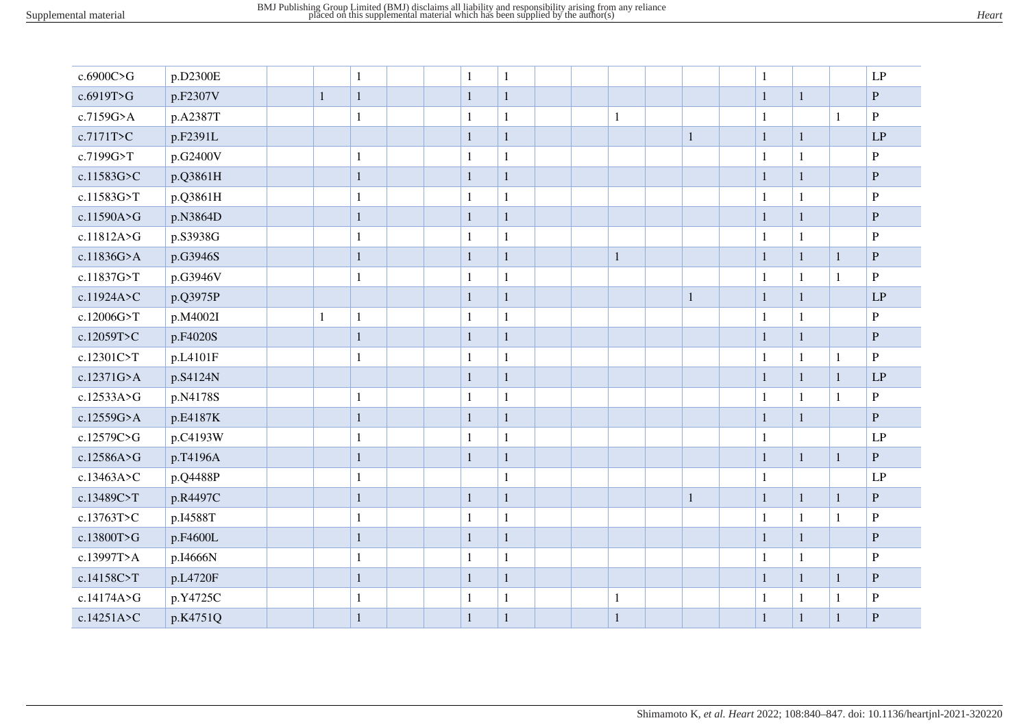| | | | | | | | | | | | | | | | | | | |
|---|---|---|---|---|---|---|---|---|---|---|---|---|---|---|---|---|---|---|
| c.6900C>G | p.D2300E | | | 1 | | | 1 | 1 | | | | | | | 1 | | | LP |
| c.6919T>G | p.F2307V | | 1 | 1 | | | 1 | 1 | | | | | | | 1 | 1 | | P |
| c.7159G>A | p.A2387T | | | 1 | | | 1 | 1 | | | 1 | | | | 1 | | 1 | P |
| c.7171T>C | p.F2391L | | | | | | 1 | 1 | | | | | 1 | | 1 | 1 | | LP |
| c.7199G>T | p.G2400V | | | 1 | | | 1 | 1 | | | | | | | 1 | 1 | | P |
| c.11583G>C | p.Q3861H | | | 1 | | | 1 | 1 | | | | | | | 1 | 1 | | P |
| c.11583G>T | p.Q3861H | | | 1 | | | 1 | 1 | | | | | | | 1 | 1 | | P |
| c.11590A>G | p.N3864D | | | 1 | | | 1 | 1 | | | | | | | 1 | 1 | | P |
| c.11812A>G | p.S3938G | | | 1 | | | 1 | 1 | | | | | | | 1 | 1 | | P |
| c.11836G>A | p.G3946S | | | 1 | | | 1 | 1 | | | 1 | | | | 1 | 1 | 1 | P |
| c.11837G>T | p.G3946V | | | 1 | | | 1 | 1 | | | | | | | 1 | 1 | 1 | P |
| c.11924A>C | p.Q3975P | | | | | | 1 | 1 | | | | | 1 | | 1 | 1 | | LP |
| c.12006G>T | p.M4002I | | 1 | 1 | | | 1 | 1 | | | | | | | 1 | 1 | | P |
| c.12059T>C | p.F4020S | | | 1 | | | 1 | 1 | | | | | | | 1 | 1 | | P |
| c.12301C>T | p.L4101F | | | 1 | | | 1 | 1 | | | | | | | 1 | 1 | 1 | P |
| c.12371G>A | p.S4124N | | | | | | 1 | 1 | | | | | | | 1 | 1 | 1 | LP |
| c.12533A>G | p.N4178S | | | 1 | | | 1 | 1 | | | | | | | 1 | 1 | 1 | P |
| c.12559G>A | p.E4187K | | | 1 | | | 1 | 1 | | | | | | | 1 | 1 | | P |
| c.12579C>G | p.C4193W | | | 1 | | | 1 | 1 | | | | | | | 1 | | | LP |
| c.12586A>G | p.T4196A | | | 1 | | | 1 | 1 | | | | | | | 1 | 1 | 1 | P |
| c.13463A>C | p.Q4488P | | | 1 | | | | 1 | | | | | | | 1 | | | LP |
| c.13489C>T | p.R4497C | | | 1 | | | 1 | 1 | | | | | 1 | | 1 | 1 | 1 | P |
| c.13763T>C | p.I4588T | | | 1 | | | 1 | 1 | | | | | | | 1 | 1 | 1 | P |
| c.13800T>G | p.F4600L | | | 1 | | | 1 | 1 | | | | | | | 1 | 1 | | P |
| c.13997T>A | p.I4666N | | | 1 | | | 1 | 1 | | | | | | | 1 | 1 | | P |
| c.14158C>T | p.L4720F | | | 1 | | | 1 | 1 | | | | | | | 1 | 1 | 1 | P |
| c.14174A>G | p.Y4725C | | | 1 | | | 1 | 1 | | | 1 | | | | 1 | 1 | 1 | P |
| c.14251A>C | p.K4751Q | | | 1 | | | 1 | 1 | | | 1 | | | | 1 | 1 | 1 | P |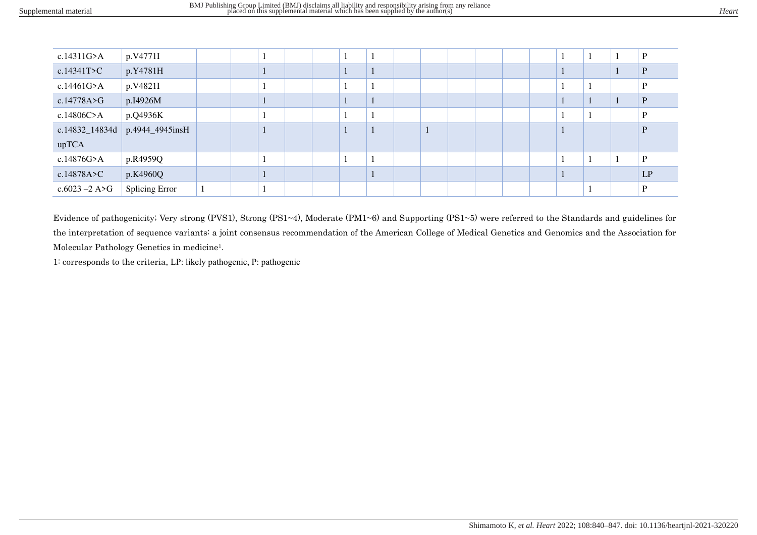| | | | | | | | | | | | | | | | | | | |
|---|---|---|---|---|---|---|---|---|---|---|---|---|---|---|---|---|---|---|
| c.14311G>A | p.V4771I | | | 1 | | | 1 | 1 | | | | | | | 1 | 1 | 1 | P |
| c.14341T>C | p.Y4781H | | | 1 | | | 1 | 1 | | | | | | | 1 | | 1 | P |
| c.14461G>A | p.V4821I | | | 1 | | | 1 | 1 | | | | | | | 1 | 1 | | P |
| c.14778A>G | p.I4926M | | | 1 | | | 1 | 1 | | | | | | | 1 | 1 | 1 | P |
| c.14806C>A | p.Q4936K | | | 1 | | | 1 | 1 | | | | | | | 1 | 1 | | P |
| c.14832_14834dupTCA | p.4944_4945insH | | | 1 | | | 1 | 1 | | 1 | | | | | 1 | | | P |
| c.14876G>A | p.R4959Q | | | 1 | | | 1 | 1 | | | | | | | 1 | 1 | 1 | P |
| c.14878A>C | p.K4960Q | | | 1 | | | | 1 | | | | | | | 1 | | | LP |
| c.6023 –2 A>G | Splicing Error | 1 | | 1 | | | | | | | | | | | | 1 | | P |

Evidence of pathogenicity; Very strong (PVS1), Strong (PS1~4), Moderate (PM1~6) and Supporting (PS1~5) were referred to the Standards and guidelines for the interpretation of sequence variants: a joint consensus recommendation of the American College of Medical Genetics and Genomics and the Association for Molecular Pathology Genetics in medicine[1].

1: corresponds to the criteria, LP: likely pathogenic, P: pathogenic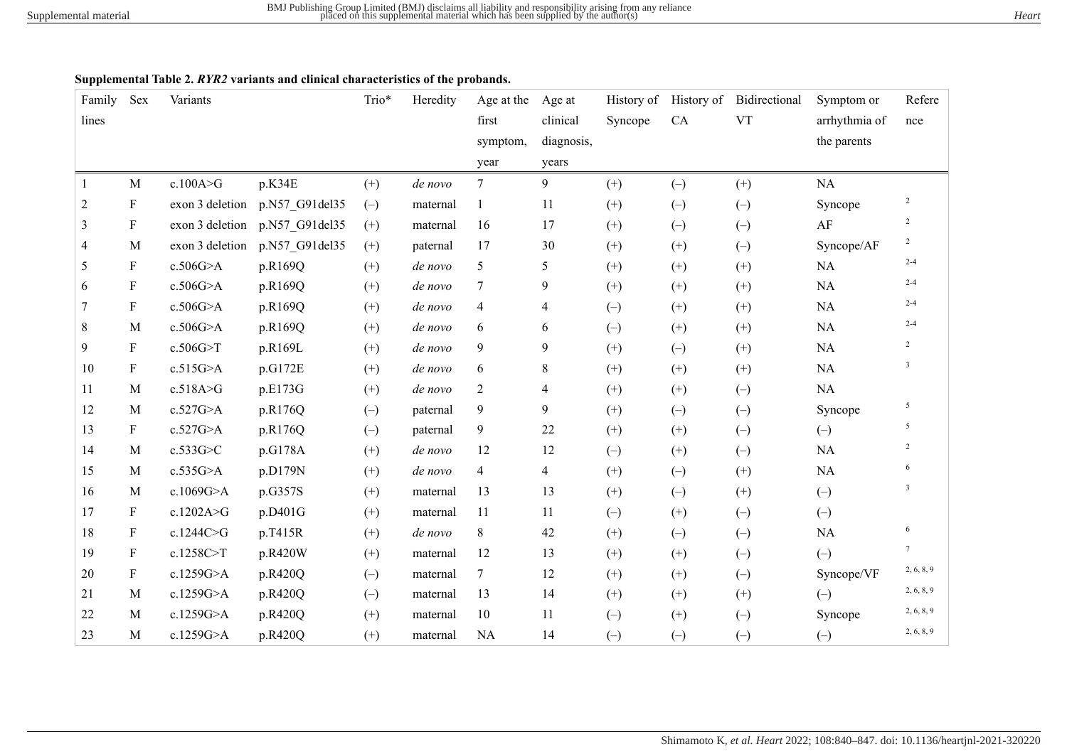**Supplemental Table 2.** ***RYR2*** **variants and clinical characteristics of the probands.**

| Family lines | Sex | Variants | | Trio* | Heredity | Age at the first symptom, year | Age at clinical diagnosis, years | History of Syncope | History of CA | Bidirectional VT | Symptom or arrhythmia of the parents | Reference |
|---|---|---|---|---|---|---|---|---|---|---|---|---|
| 1 | M | c.100A>G | p.K34E | (+) | *de novo* | 7 | 9 | (+) | (–) | (+) | NA | |
| 2 | F | exon 3 deletion | p.N57_G91del35 | (–) | maternal | 1 | 11 | (+) | (–) | (–) | Syncope | 2 |
| 3 | F | exon 3 deletion | p.N57_G91del35 | (+) | maternal | 16 | 17 | (+) | (–) | (–) | AF | 2 |
| 4 | M | exon 3 deletion | p.N57_G91del35 | (+) | paternal | 17 | 30 | (+) | (+) | (–) | Syncope/AF | 2 |
| 5 | F | c.506G>A | p.R169Q | (+) | *de novo* | 5 | 5 | (+) | (+) | (+) | NA | 2-4 |
| 6 | F | c.506G>A | p.R169Q | (+) | *de novo* | 7 | 9 | (+) | (+) | (+) | NA | 2-4 |
| 7 | F | c.506G>A | p.R169Q | (+) | *de novo* | 4 | 4 | (–) | (+) | (+) | NA | 2-4 |
| 8 | M | c.506G>A | p.R169Q | (+) | *de novo* | 6 | 6 | (–) | (+) | (+) | NA | 2-4 |
| 9 | F | c.506G>T | p.R169L | (+) | *de novo* | 9 | 9 | (+) | (–) | (+) | NA | 2 |
| 10 | F | c.515G>A | p.G172E | (+) | *de novo* | 6 | 8 | (+) | (+) | (+) | NA | 3 |
| 11 | M | c.518A>G | p.E173G | (+) | *de novo* | 2 | 4 | (+) | (+) | (–) | NA | |
| 12 | M | c.527G>A | p.R176Q | (–) | paternal | 9 | 9 | (+) | (–) | (–) | Syncope | 5 |
| 13 | F | c.527G>A | p.R176Q | (–) | paternal | 9 | 22 | (+) | (+) | (–) | (–) | 5 |
| 14 | M | c.533G>C | p.G178A | (+) | *de novo* | 12 | 12 | (–) | (+) | (–) | NA | 2 |
| 15 | M | c.535G>A | p.D179N | (+) | *de novo* | 4 | 4 | (+) | (–) | (+) | NA | 6 |
| 16 | M | c.1069G>A | p.G357S | (+) | maternal | 13 | 13 | (+) | (–) | (+) | (–) | 3 |
| 17 | F | c.1202A>G | p.D401G | (+) | maternal | 11 | 11 | (–) | (+) | (–) | (–) | |
| 18 | F | c.1244C>G | p.T415R | (+) | *de novo* | 8 | 42 | (+) | (–) | (–) | NA | 6 |
| 19 | F | c.1258C>T | p.R420W | (+) | maternal | 12 | 13 | (+) | (+) | (–) | (–) | 7 |
| 20 | F | c.1259G>A | p.R420Q | (–) | maternal | 7 | 12 | (+) | (+) | (–) | Syncope/VF | 2, 6, 8, 9 |
| 21 | M | c.1259G>A | p.R420Q | (–) | maternal | 13 | 14 | (+) | (+) | (+) | (–) | 2, 6, 8, 9 |
| 22 | M | c.1259G>A | p.R420Q | (+) | maternal | 10 | 11 | (–) | (+) | (–) | Syncope | 2, 6, 8, 9 |
| 23 | M | c.1259G>A | p.R420Q | (+) | maternal | NA | 14 | (–) | (–) | (–) | (–) | 2, 6, 8, 9 |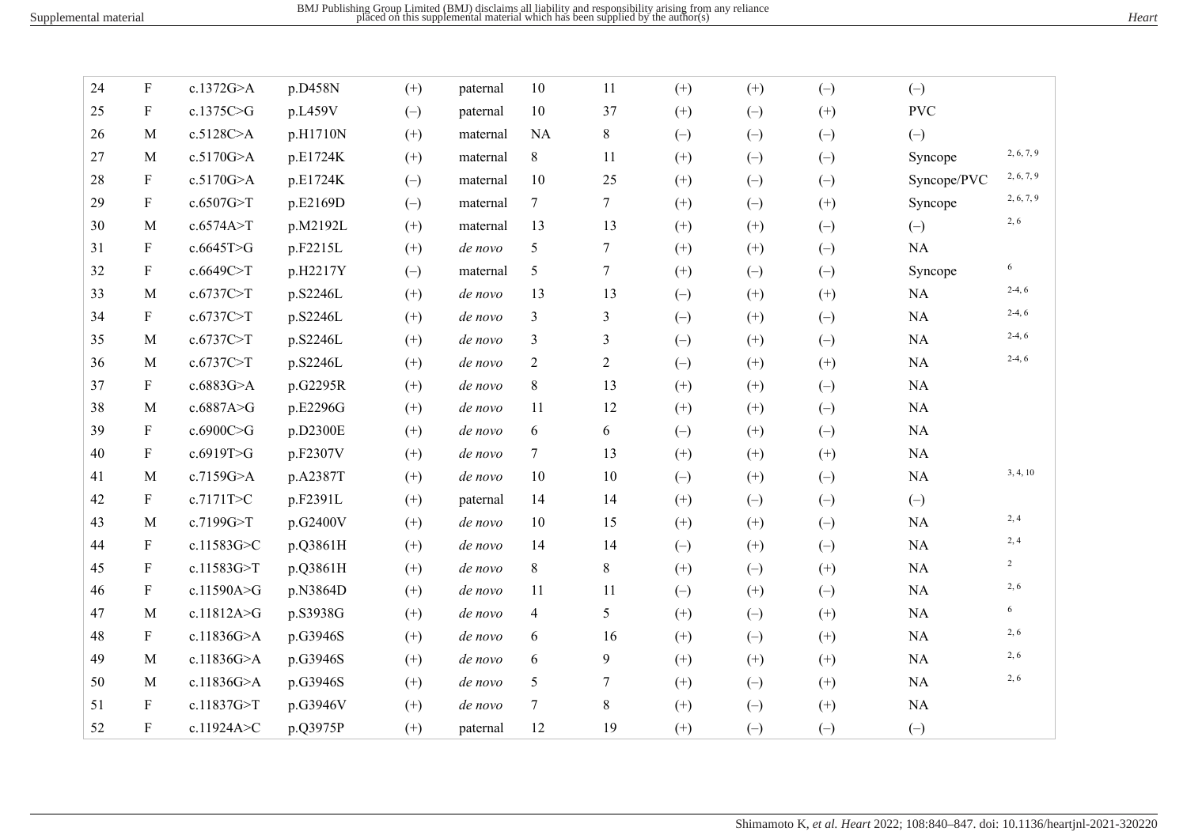| | | | | | | | | | | | | |
|---|---|---|---|---|---|---|---|---|---|---|---|---|
| 24 | F | c.1372G>A | p.D458N | (+) | paternal | 10 | 11 | (+) | (+) | (–) | (–) | |
| 25 | F | c.1375C>G | p.L459V | (–) | paternal | 10 | 37 | (+) | (–) | (+) | PVC | |
| 26 | M | c.5128C>A | p.H1710N | (+) | maternal | NA | 8 | (–) | (–) | (–) | (–) | |
| 27 | M | c.5170G>A | p.E1724K | (+) | maternal | 8 | 11 | (+) | (–) | (–) | Syncope | 2, 6, 7, 9 |
| 28 | F | c.5170G>A | p.E1724K | (–) | maternal | 10 | 25 | (+) | (–) | (–) | Syncope/PVC | 2, 6, 7, 9 |
| 29 | F | c.6507G>T | p.E2169D | (–) | maternal | 7 | 7 | (+) | (–) | (+) | Syncope | 2, 6, 7, 9 |
| 30 | M | c.6574A>T | p.M2192L | (+) | maternal | 13 | 13 | (+) | (+) | (–) | (–) | 2, 6 |
| 31 | F | c.6645T>G | p.F2215L | (+) | *de novo* | 5 | 7 | (+) | (+) | (–) | NA | |
| 32 | F | c.6649C>T | p.H2217Y | (–) | maternal | 5 | 7 | (+) | (–) | (–) | Syncope | 6 |
| 33 | M | c.6737C>T | p.S2246L | (+) | *de novo* | 13 | 13 | (–) | (+) | (+) | NA | 2-4, 6 |
| 34 | F | c.6737C>T | p.S2246L | (+) | *de novo* | 3 | 3 | (–) | (+) | (–) | NA | 2-4, 6 |
| 35 | M | c.6737C>T | p.S2246L | (+) | *de novo* | 3 | 3 | (–) | (+) | (–) | NA | 2-4, 6 |
| 36 | M | c.6737C>T | p.S2246L | (+) | *de novo* | 2 | 2 | (–) | (+) | (+) | NA | 2-4, 6 |
| 37 | F | c.6883G>A | p.G2295R | (+) | *de novo* | 8 | 13 | (+) | (+) | (–) | NA | |
| 38 | M | c.6887A>G | p.E2296G | (+) | *de novo* | 11 | 12 | (+) | (+) | (–) | NA | |
| 39 | F | c.6900C>G | p.D2300E | (+) | *de novo* | 6 | 6 | (–) | (+) | (–) | NA | |
| 40 | F | c.6919T>G | p.F2307V | (+) | *de novo* | 7 | 13 | (+) | (+) | (+) | NA | |
| 41 | M | c.7159G>A | p.A2387T | (+) | *de novo* | 10 | 10 | (–) | (+) | (–) | NA | 3, 4, 10 |
| 42 | F | c.7171T>C | p.F2391L | (+) | paternal | 14 | 14 | (+) | (–) | (–) | (–) | |
| 43 | M | c.7199G>T | p.G2400V | (+) | *de novo* | 10 | 15 | (+) | (+) | (–) | NA | 2, 4 |
| 44 | F | c.11583G>C | p.Q3861H | (+) | *de novo* | 14 | 14 | (–) | (+) | (–) | NA | 2, 4 |
| 45 | F | c.11583G>T | p.Q3861H | (+) | *de novo* | 8 | 8 | (+) | (–) | (+) | NA | 2 |
| 46 | F | c.11590A>G | p.N3864D | (+) | *de novo* | 11 | 11 | (–) | (+) | (–) | NA | 2, 6 |
| 47 | M | c.11812A>G | p.S3938G | (+) | *de novo* | 4 | 5 | (+) | (–) | (+) | NA | 6 |
| 48 | F | c.11836G>A | p.G3946S | (+) | *de novo* | 6 | 16 | (+) | (–) | (+) | NA | 2, 6 |
| 49 | M | c.11836G>A | p.G3946S | (+) | *de novo* | 6 | 9 | (+) | (+) | (+) | NA | 2, 6 |
| 50 | M | c.11836G>A | p.G3946S | (+) | *de novo* | 5 | 7 | (+) | (–) | (+) | NA | 2, 6 |
| 51 | F | c.11837G>T | p.G3946V | (+) | *de novo* | 7 | 8 | (+) | (–) | (+) | NA | |
| 52 | F | c.11924A>C | p.Q3975P | (+) | paternal | 12 | 19 | (+) | (–) | (–) | (–) | |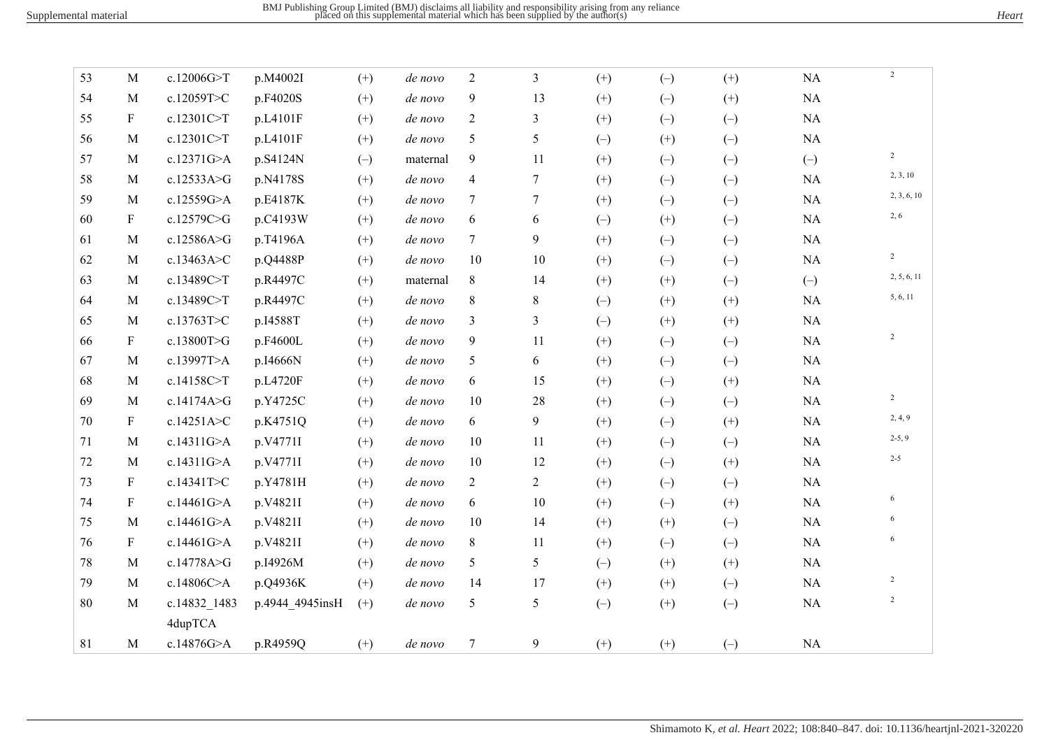| 53 | M | c.12006G>T | p.M4002I | (+) | *de novo* | 2 | 3 | (+) | (–) | (+) | NA | [2] |
|---|---|---|---|---|---|---|---|---|---|---|---|---|
| 54 | M | c.12059T>C | p.F4020S | (+) | *de novo* | 9 | 13 | (+) | (–) | (+) | NA | |
| 55 | F | c.12301C>T | p.L4101F | (+) | *de novo* | 2 | 3 | (+) | (–) | (–) | NA | |
| 56 | M | c.12301C>T | p.L4101F | (+) | *de novo* | 5 | 5 | (–) | (+) | (–) | NA | |
| 57 | M | c.12371G>A | p.S4124N | (–) | maternal | 9 | 11 | (+) | (–) | (–) | (–) | [2] |
| 58 | M | c.12533A>G | p.N4178S | (+) | *de novo* | 4 | 7 | (+) | (–) | (–) | NA | [2, 3, 10] |
| 59 | M | c.12559G>A | p.E4187K | (+) | *de novo* | 7 | 7 | (+) | (–) | (–) | NA | [2, 3, 6, 10] |
| 60 | F | c.12579C>G | p.C4193W | (+) | *de novo* | 6 | 6 | (–) | (+) | (–) | NA | [2, 6] |
| 61 | M | c.12586A>G | p.T4196A | (+) | *de novo* | 7 | 9 | (+) | (–) | (–) | NA | |
| 62 | M | c.13463A>C | p.Q4488P | (+) | *de novo* | 10 | 10 | (+) | (–) | (–) | NA | [2] |
| 63 | M | c.13489C>T | p.R4497C | (+) | maternal | 8 | 14 | (+) | (+) | (–) | (–) | [2, 5, 6, 11] |
| 64 | M | c.13489C>T | p.R4497C | (+) | *de novo* | 8 | 8 | (–) | (+) | (+) | NA | [5, 6, 11] |
| 65 | M | c.13763T>C | p.I4588T | (+) | *de novo* | 3 | 3 | (–) | (+) | (+) | NA | |
| 66 | F | c.13800T>G | p.F4600L | (+) | *de novo* | 9 | 11 | (+) | (–) | (–) | NA | [2] |
| 67 | M | c.13997T>A | p.I4666N | (+) | *de novo* | 5 | 6 | (+) | (–) | (–) | NA | |
| 68 | M | c.14158C>T | p.L4720F | (+) | *de novo* | 6 | 15 | (+) | (–) | (+) | NA | |
| 69 | M | c.14174A>G | p.Y4725C | (+) | *de novo* | 10 | 28 | (+) | (–) | (–) | NA | [2] |
| 70 | F | c.14251A>C | p.K4751Q | (+) | *de novo* | 6 | 9 | (+) | (–) | (+) | NA | [2, 4, 9] |
| 71 | M | c.14311G>A | p.V4771I | (+) | *de novo* | 10 | 11 | (+) | (–) | (–) | NA | [2-5, 9] |
| 72 | M | c.14311G>A | p.V4771I | (+) | *de novo* | 10 | 12 | (+) | (–) | (+) | NA | [2-5] |
| 73 | F | c.14341T>C | p.Y4781H | (+) | *de novo* | 2 | 2 | (+) | (–) | (–) | NA | |
| 74 | F | c.14461G>A | p.V4821I | (+) | *de novo* | 6 | 10 | (+) | (–) | (+) | NA | [6] |
| 75 | M | c.14461G>A | p.V4821I | (+) | *de novo* | 10 | 14 | (+) | (+) | (–) | NA | [6] |
| 76 | F | c.14461G>A | p.V4821I | (+) | *de novo* | 8 | 11 | (+) | (–) | (–) | NA | [6] |
| 78 | M | c.14778A>G | p.I4926M | (+) | *de novo* | 5 | 5 | (–) | (+) | (+) | NA | |
| 79 | M | c.14806C>A | p.Q4936K | (+) | *de novo* | 14 | 17 | (+) | (+) | (–) | NA | [2] |
| 80 | M | c.14832_14834dupTCA | p.4944_4945insH | (+) | *de novo* | 5 | 5 | (–) | (+) | (–) | NA | [2] |
| 81 | M | c.14876G>A | p.R4959Q | (+) | *de novo* | 7 | 9 | (+) | (+) | (–) | NA | |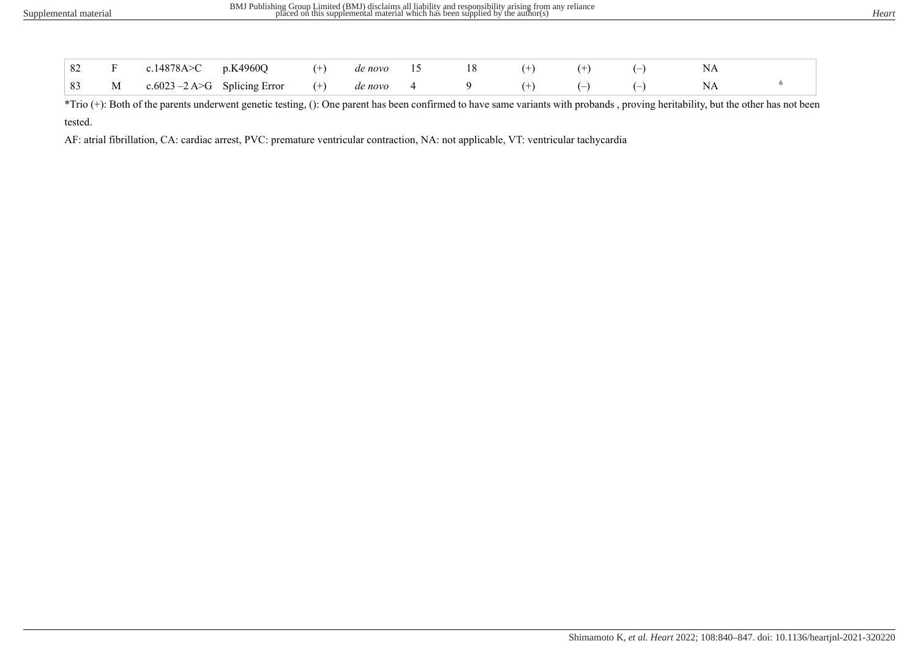| | | | | | | | | | | | | |
|---|---|---|---|---|---|---|---|---|---|---|---|---|
| 82 | F | c.14878A>C | p.K4960Q | (+) | *de novo* | 15 | 18 | (+) | (+) | (–) | NA | |
| 83 | M | c.6023 –2 A>G | Splicing Error | (+) | *de novo* | 4 | 9 | (+) | (–) | (–) | NA | 6 |

*Trio (+): Both of the parents underwent genetic testing, (): One parent has been confirmed to have same variants with probands , proving heritability, but the other has not been tested.

AF: atrial fibrillation, CA: cardiac arrest, PVC: premature ventricular contraction, NA: not applicable, VT: ventricular tachycardia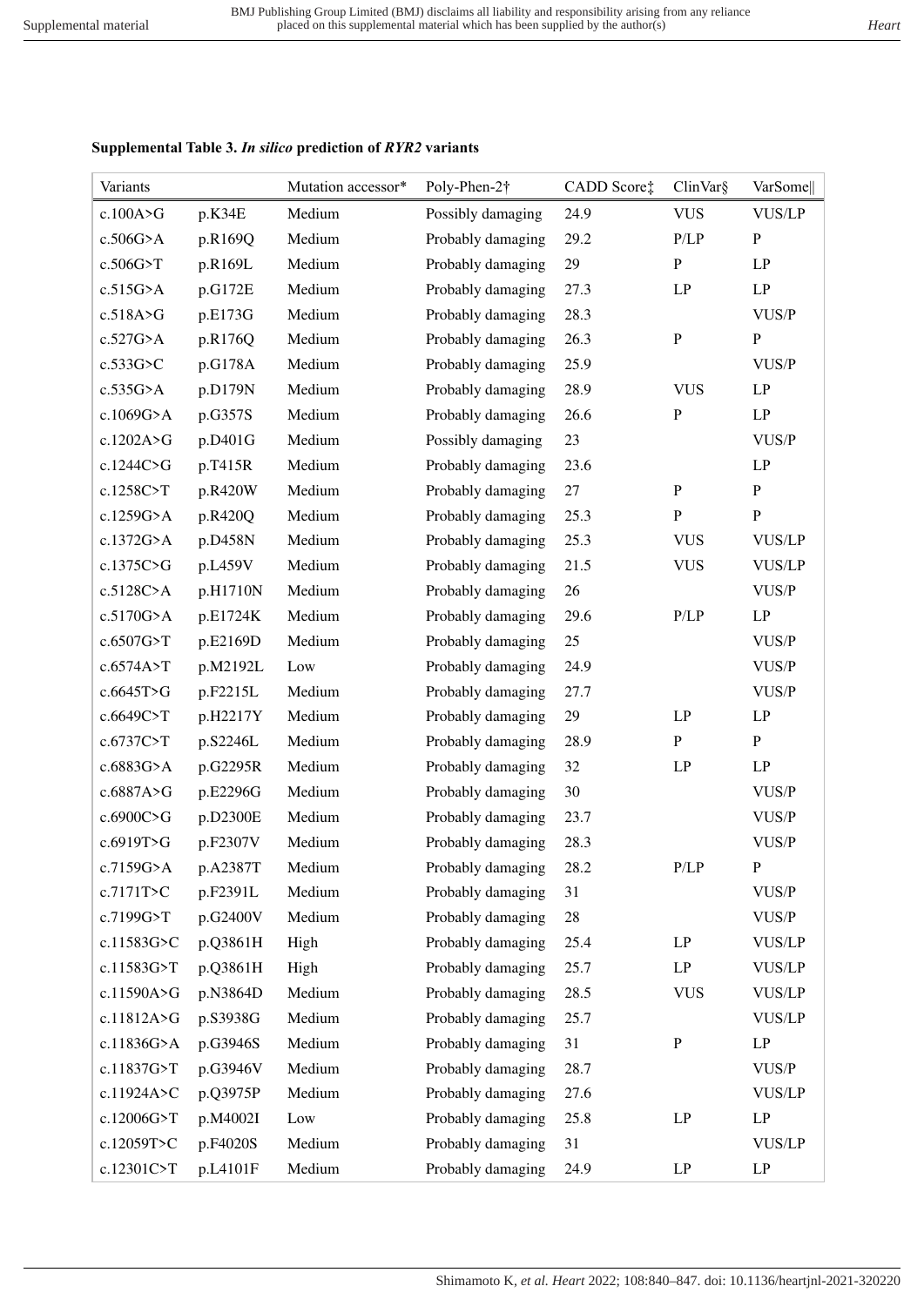**Supplemental Table 3. *In silico* prediction of *RYR2* variants**

| Variants | | Mutation accessor* | Poly-Phen-2† | CADD Score‡ | ClinVar§ | VarSome‖ |
|---|---|---|---|---|---|---|
| c.100A>G | p.K34E | Medium | Possibly damaging | 24.9 | VUS | VUS/LP |
| c.506G>A | p.R169Q | Medium | Probably damaging | 29.2 | P/LP | P |
| c.506G>T | p.R169L | Medium | Probably damaging | 29 | P | LP |
| c.515G>A | p.G172E | Medium | Probably damaging | 27.3 | LP | LP |
| c.518A>G | p.E173G | Medium | Probably damaging | 28.3 | | VUS/P |
| c.527G>A | p.R176Q | Medium | Probably damaging | 26.3 | P | P |
| c.533G>C | p.G178A | Medium | Probably damaging | 25.9 | | VUS/P |
| c.535G>A | p.D179N | Medium | Probably damaging | 28.9 | VUS | LP |
| c.1069G>A | p.G357S | Medium | Probably damaging | 26.6 | P | LP |
| c.1202A>G | p.D401G | Medium | Possibly damaging | 23 | | VUS/P |
| c.1244C>G | p.T415R | Medium | Probably damaging | 23.6 | | LP |
| c.1258C>T | p.R420W | Medium | Probably damaging | 27 | P | P |
| c.1259G>A | p.R420Q | Medium | Probably damaging | 25.3 | P | P |
| c.1372G>A | p.D458N | Medium | Probably damaging | 25.3 | VUS | VUS/LP |
| c.1375C>G | p.L459V | Medium | Probably damaging | 21.5 | VUS | VUS/LP |
| c.5128C>A | p.H1710N | Medium | Probably damaging | 26 | | VUS/P |
| c.5170G>A | p.E1724K | Medium | Probably damaging | 29.6 | P/LP | LP |
| c.6507G>T | p.E2169D | Medium | Probably damaging | 25 | | VUS/P |
| c.6574A>T | p.M2192L | Low | Probably damaging | 24.9 | | VUS/P |
| c.6645T>G | p.F2215L | Medium | Probably damaging | 27.7 | | VUS/P |
| c.6649C>T | p.H2217Y | Medium | Probably damaging | 29 | LP | LP |
| c.6737C>T | p.S2246L | Medium | Probably damaging | 28.9 | P | P |
| c.6883G>A | p.G2295R | Medium | Probably damaging | 32 | LP | LP |
| c.6887A>G | p.E2296G | Medium | Probably damaging | 30 | | VUS/P |
| c.6900C>G | p.D2300E | Medium | Probably damaging | 23.7 | | VUS/P |
| c.6919T>G | p.F2307V | Medium | Probably damaging | 28.3 | | VUS/P |
| c.7159G>A | p.A2387T | Medium | Probably damaging | 28.2 | P/LP | P |
| c.7171T>C | p.F2391L | Medium | Probably damaging | 31 | | VUS/P |
| c.7199G>T | p.G2400V | Medium | Probably damaging | 28 | | VUS/P |
| c.11583G>C | p.Q3861H | High | Probably damaging | 25.4 | LP | VUS/LP |
| c.11583G>T | p.Q3861H | High | Probably damaging | 25.7 | LP | VUS/LP |
| c.11590A>G | p.N3864D | Medium | Probably damaging | 28.5 | VUS | VUS/LP |
| c.11812A>G | p.S3938G | Medium | Probably damaging | 25.7 | | VUS/LP |
| c.11836G>A | p.G3946S | Medium | Probably damaging | 31 | P | LP |
| c.11837G>T | p.G3946V | Medium | Probably damaging | 28.7 | | VUS/P |
| c.11924A>C | p.Q3975P | Medium | Probably damaging | 27.6 | | VUS/LP |
| c.12006G>T | p.M4002I | Low | Probably damaging | 25.8 | LP | LP |
| c.12059T>C | p.F4020S | Medium | Probably damaging | 31 | | VUS/LP |
| c.12301C>T | p.L4101F | Medium | Probably damaging | 24.9 | LP | LP |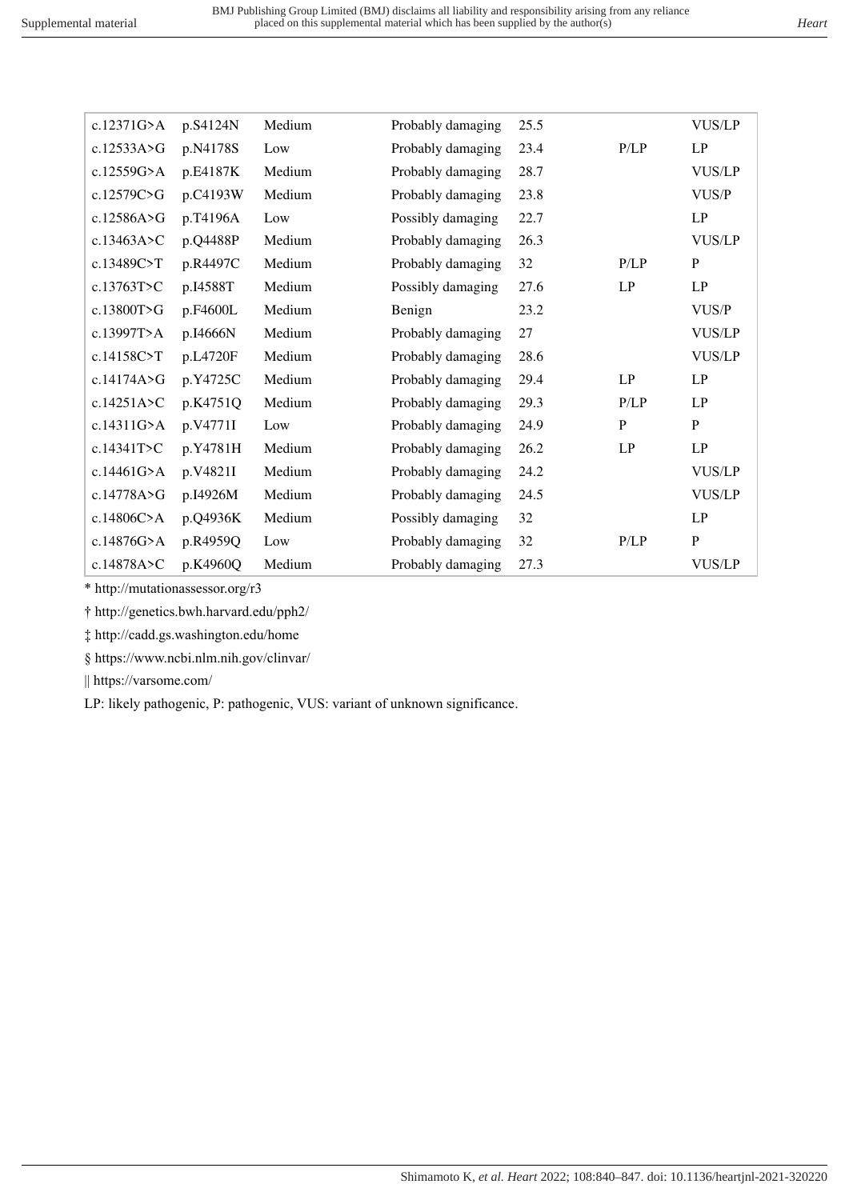| | | | | | | |
|---|---|---|---|---|---|---|
| c.12371G>A | p.S4124N | Medium | Probably damaging | 25.5 | | VUS/LP |
| c.12533A>G | p.N4178S | Low | Probably damaging | 23.4 | P/LP | LP |
| c.12559G>A | p.E4187K | Medium | Probably damaging | 28.7 | | VUS/LP |
| c.12579C>G | p.C4193W | Medium | Probably damaging | 23.8 | | VUS/P |
| c.12586A>G | p.T4196A | Low | Possibly damaging | 22.7 | | LP |
| c.13463A>C | p.Q4488P | Medium | Probably damaging | 26.3 | | VUS/LP |
| c.13489C>T | p.R4497C | Medium | Probably damaging | 32 | P/LP | P |
| c.13763T>C | p.I4588T | Medium | Possibly damaging | 27.6 | LP | LP |
| c.13800T>G | p.F4600L | Medium | Benign | 23.2 | | VUS/P |
| c.13997T>A | p.I4666N | Medium | Probably damaging | 27 | | VUS/LP |
| c.14158C>T | p.L4720F | Medium | Probably damaging | 28.6 | | VUS/LP |
| c.14174A>G | p.Y4725C | Medium | Probably damaging | 29.4 | LP | LP |
| c.14251A>C | p.K4751Q | Medium | Probably damaging | 29.3 | P/LP | LP |
| c.14311G>A | p.V4771I | Low | Probably damaging | 24.9 | P | P |
| c.14341T>C | p.Y4781H | Medium | Probably damaging | 26.2 | LP | LP |
| c.14461G>A | p.V4821I | Medium | Probably damaging | 24.2 | | VUS/LP |
| c.14778A>G | p.I4926M | Medium | Probably damaging | 24.5 | | VUS/LP |
| c.14806C>A | p.Q4936K | Medium | Possibly damaging | 32 | | LP |
| c.14876G>A | p.R4959Q | Low | Probably damaging | 32 | P/LP | P |
| c.14878A>C | p.K4960Q | Medium | Probably damaging | 27.3 | | VUS/LP |

* http://mutationassessor.org/r3

† http://genetics.bwh.harvard.edu/pph2/

‡ http://cadd.gs.washington.edu/home

§ https://www.ncbi.nlm.nih.gov/clinvar/

|| https://varsome.com/

LP: likely pathogenic, P: pathogenic, VUS: variant of unknown significance.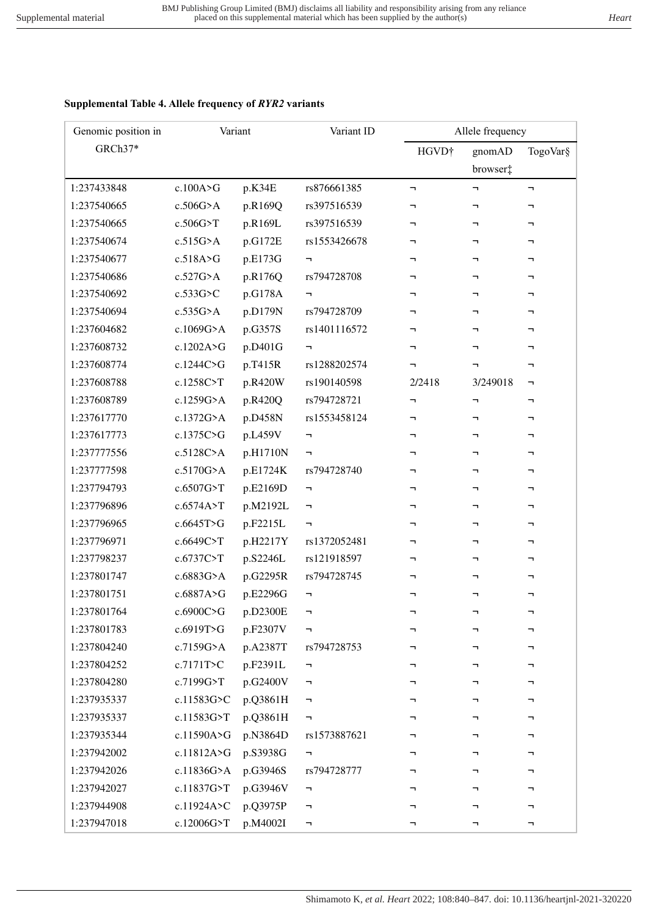**Supplemental Table 4. Allele frequency of *RYR2* variants**

| Genomic position in GRCh37* | Variant | | Variant ID | Allele frequency | | |
|---|---|---|---|---|---|---|
| | | | | HGVD† | gnomAD browser‡ | TogoVar§ |
| 1:237433848 | c.100A>G | p.K34E | rs876661385 | ¬ | ¬ | ¬ |
| 1:237540665 | c.506G>A | p.R169Q | rs397516539 | ¬ | ¬ | ¬ |
| 1:237540665 | c.506G>T | p.R169L | rs397516539 | ¬ | ¬ | ¬ |
| 1:237540674 | c.515G>A | p.G172E | rs1553426678 | ¬ | ¬ | ¬ |
| 1:237540677 | c.518A>G | p.E173G | ¬ | ¬ | ¬ | ¬ |
| 1:237540686 | c.527G>A | p.R176Q | rs794728708 | ¬ | ¬ | ¬ |
| 1:237540692 | c.533G>C | p.G178A | ¬ | ¬ | ¬ | ¬ |
| 1:237540694 | c.535G>A | p.D179N | rs794728709 | ¬ | ¬ | ¬ |
| 1:237604682 | c.1069G>A | p.G357S | rs1401116572 | ¬ | ¬ | ¬ |
| 1:237608732 | c.1202A>G | p.D401G | ¬ | ¬ | ¬ | ¬ |
| 1:237608774 | c.1244C>G | p.T415R | rs1288202574 | ¬ | ¬ | ¬ |
| 1:237608788 | c.1258C>T | p.R420W | rs190140598 | 2/2418 | 3/249018 | ¬ |
| 1:237608789 | c.1259G>A | p.R420Q | rs794728721 | ¬ | ¬ | ¬ |
| 1:237617770 | c.1372G>A | p.D458N | rs1553458124 | ¬ | ¬ | ¬ |
| 1:237617773 | c.1375C>G | p.L459V | ¬ | ¬ | ¬ | ¬ |
| 1:237777556 | c.5128C>A | p.H1710N | ¬ | ¬ | ¬ | ¬ |
| 1:237777598 | c.5170G>A | p.E1724K | rs794728740 | ¬ | ¬ | ¬ |
| 1:237794793 | c.6507G>T | p.E2169D | ¬ | ¬ | ¬ | ¬ |
| 1:237796896 | c.6574A>T | p.M2192L | ¬ | ¬ | ¬ | ¬ |
| 1:237796965 | c.6645T>G | p.F2215L | ¬ | ¬ | ¬ | ¬ |
| 1:237796971 | c.6649C>T | p.H2217Y | rs1372052481 | ¬ | ¬ | ¬ |
| 1:237798237 | c.6737C>T | p.S2246L | rs121918597 | ¬ | ¬ | ¬ |
| 1:237801747 | c.6883G>A | p.G2295R | rs794728745 | ¬ | ¬ | ¬ |
| 1:237801751 | c.6887A>G | p.E2296G | ¬ | ¬ | ¬ | ¬ |
| 1:237801764 | c.6900C>G | p.D2300E | ¬ | ¬ | ¬ | ¬ |
| 1:237801783 | c.6919T>G | p.F2307V | ¬ | ¬ | ¬ | ¬ |
| 1:237804240 | c.7159G>A | p.A2387T | rs794728753 | ¬ | ¬ | ¬ |
| 1:237804252 | c.7171T>C | p.F2391L | ¬ | ¬ | ¬ | ¬ |
| 1:237804280 | c.7199G>T | p.G2400V | ¬ | ¬ | ¬ | ¬ |
| 1:237935337 | c.11583G>C | p.Q3861H | ¬ | ¬ | ¬ | ¬ |
| 1:237935337 | c.11583G>T | p.Q3861H | ¬ | ¬ | ¬ | ¬ |
| 1:237935344 | c.11590A>G | p.N3864D | rs1573887621 | ¬ | ¬ | ¬ |
| 1:237942002 | c.11812A>G | p.S3938G | ¬ | ¬ | ¬ | ¬ |
| 1:237942026 | c.11836G>A | p.G3946S | rs794728777 | ¬ | ¬ | ¬ |
| 1:237942027 | c.11837G>T | p.G3946V | ¬ | ¬ | ¬ | ¬ |
| 1:237944908 | c.11924A>C | p.Q3975P | ¬ | ¬ | ¬ | ¬ |
| 1:237947018 | c.12006G>T | p.M4002I | ¬ | ¬ | ¬ | ¬ |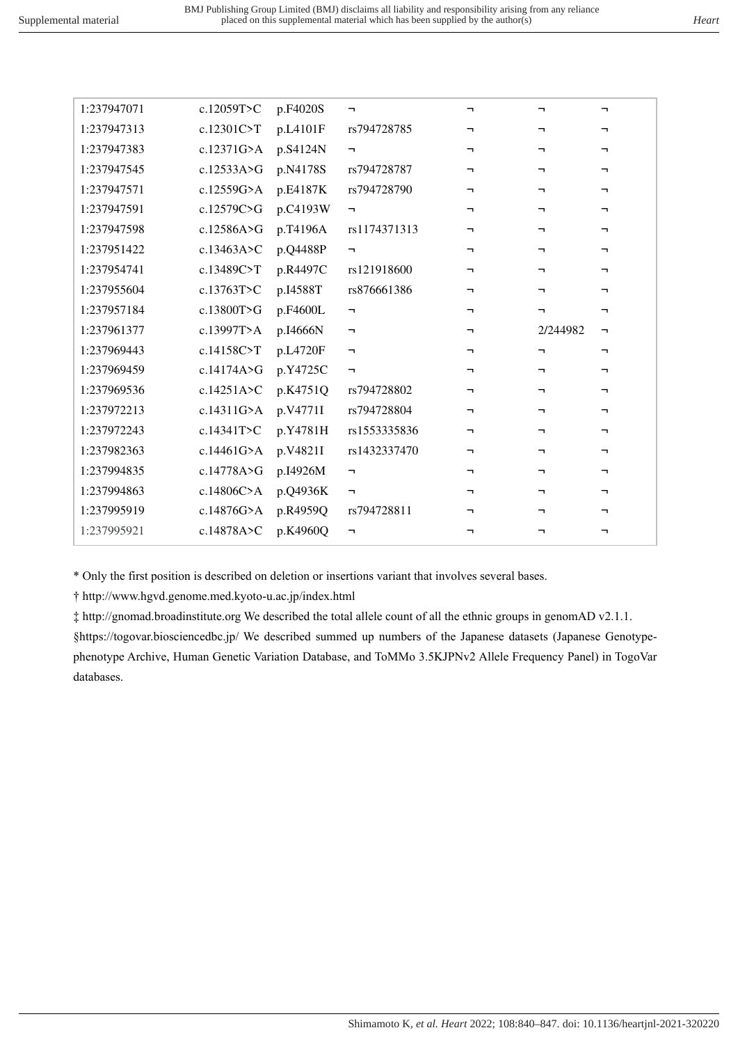| | | | | | | |
|---|---|---|---|---|---|---|
| 1:237947071 | c.12059T>C | p.F4020S | ¬ | ¬ | ¬ | ¬ |
| 1:237947313 | c.12301C>T | p.L4101F | rs794728785 | ¬ | ¬ | ¬ |
| 1:237947383 | c.12371G>A | p.S4124N | ¬ | ¬ | ¬ | ¬ |
| 1:237947545 | c.12533A>G | p.N4178S | rs794728787 | ¬ | ¬ | ¬ |
| 1:237947571 | c.12559G>A | p.E4187K | rs794728790 | ¬ | ¬ | ¬ |
| 1:237947591 | c.12579C>G | p.C4193W | ¬ | ¬ | ¬ | ¬ |
| 1:237947598 | c.12586A>G | p.T4196A | rs1174371313 | ¬ | ¬ | ¬ |
| 1:237951422 | c.13463A>C | p.Q4488P | ¬ | ¬ | ¬ | ¬ |
| 1:237954741 | c.13489C>T | p.R4497C | rs121918600 | ¬ | ¬ | ¬ |
| 1:237955604 | c.13763T>C | p.I4588T | rs876661386 | ¬ | ¬ | ¬ |
| 1:237957184 | c.13800T>G | p.F4600L | ¬ | ¬ | ¬ | ¬ |
| 1:237961377 | c.13997T>A | p.I4666N | ¬ | ¬ | 2/244982 | ¬ |
| 1:237969443 | c.14158C>T | p.L4720F | ¬ | ¬ | ¬ | ¬ |
| 1:237969459 | c.14174A>G | p.Y4725C | ¬ | ¬ | ¬ | ¬ |
| 1:237969536 | c.14251A>C | p.K4751Q | rs794728802 | ¬ | ¬ | ¬ |
| 1:237972213 | c.14311G>A | p.V4771I | rs794728804 | ¬ | ¬ | ¬ |
| 1:237972243 | c.14341T>C | p.Y4781H | rs1553335836 | ¬ | ¬ | ¬ |
| 1:237982363 | c.14461G>A | p.V4821I | rs1432337470 | ¬ | ¬ | ¬ |
| 1:237994835 | c.14778A>G | p.I4926M | ¬ | ¬ | ¬ | ¬ |
| 1:237994863 | c.14806C>A | p.Q4936K | ¬ | ¬ | ¬ | ¬ |
| 1:237995919 | c.14876G>A | p.R4959Q | rs794728811 | ¬ | ¬ | ¬ |
| 1:237995921 | c.14878A>C | p.K4960Q | ¬ | ¬ | ¬ | ¬ |

* Only the first position is described on deletion or insertions variant that involves several bases.

† http://www.hgvd.genome.med.kyoto-u.ac.jp/index.html

‡ http://gnomad.broadinstitute.org We described the total allele count of all the ethnic groups in genomAD v2.1.1.

§https://togovar.biosciencedbc.jp/ We described summed up numbers of the Japanese datasets (Japanese Genotype-phenotype Archive, Human Genetic Variation Database, and ToMMo 3.5KJPNv2 Allele Frequency Panel) in TogoVar databases.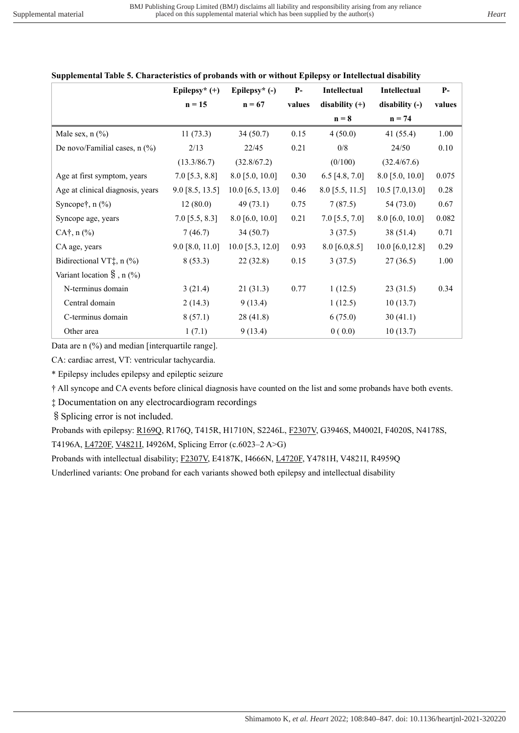**Supplemental Table 5. Characteristics of probands with or without Epilepsy or Intellectual disability**

| | Epilepsy* (+) n = 15 | Epilepsy* (-) n = 67 | P-values | Intellectual disability (+) n = 8 | Intellectual disability (-) n = 74 | P-values |
|---|---|---|---|---|---|---|
| Male sex, n (%) | 11 (73.3) | 34 (50.7) | 0.15 | 4 (50.0) | 41 (55.4) | 1.00 |
| De novo/Familial cases, n (%) | 2/13 (13.3/86.7) | 22/45 (32.8/67.2) | 0.21 | 0/8 (0/100) | 24/50 (32.4/67.6) | 0.10 |
| Age at first symptom, years | 7.0 [5.3, 8.8] | 8.0 [5.0, 10.0] | 0.30 | 6.5 [4.8, 7.0] | 8.0 [5.0, 10.0] | 0.075 |
| Age at clinical diagnosis, years | 9.0 [8.5, 13.5] | 10.0 [6.5, 13.0] | 0.46 | 8.0 [5.5, 11.5] | 10.5 [7.0,13.0] | 0.28 |
| Syncope†, n (%) | 12 (80.0) | 49 (73.1) | 0.75 | 7 (87.5) | 54 (73.0) | 0.67 |
| Syncope age, years | 7.0 [5.5, 8.3] | 8.0 [6.0, 10.0] | 0.21 | 7.0 [5.5, 7.0] | 8.0 [6.0, 10.0] | 0.082 |
| CA†, n (%) | 7 (46.7) | 34 (50.7) | | 3 (37.5) | 38 (51.4) | 0.71 |
| CA age, years | 9.0 [8.0, 11.0] | 10.0 [5.3, 12.0] | 0.93 | 8.0 [6.0,8.5] | 10.0 [6.0,12.8] | 0.29 |
| Bidirectional VT‡, n (%) | 8 (53.3) | 22 (32.8) | 0.15 | 3 (37.5) | 27 (36.5) | 1.00 |
| Variant location §, n (%) | | | | | | |
| N-terminus domain | 3 (21.4) | 21 (31.3) | 0.77 | 1 (12.5) | 23 (31.5) | 0.34 |
| Central domain | 2 (14.3) | 9 (13.4) | | 1 (12.5) | 10 (13.7) | |
| C-terminus domain | 8 (57.1) | 28 (41.8) | | 6 (75.0) | 30 (41.1) | |
| Other area | 1 (7.1) | 9 (13.4) | | 0 ( 0.0) | 10 (13.7) | |

Data are n (%) and median [interquartile range].

CA: cardiac arrest, VT: ventricular tachycardia.

* Epilepsy includes epilepsy and epileptic seizure

† All syncope and CA events before clinical diagnosis have counted on the list and some probands have both events.

‡ Documentation on any electrocardiogram recordings

§ Splicing error is not included.

Probands with epilepsy: <u>R169Q</u>, R176Q, T415R, H1710N, S2246L, <u>F2307V</u>, G3946S, M4002I, F4020S, N4178S, T4196A, <u>L4720F</u>, <u>V4821I</u>, I4926M, Splicing Error (c.6023–2 A>G)

Probands with intellectual disability; <u>F2307V</u>, E4187K, I4666N, <u>L4720F</u>, Y4781H, V4821I, R4959Q

Underlined variants: One proband for each variants showed both epilepsy and intellectual disability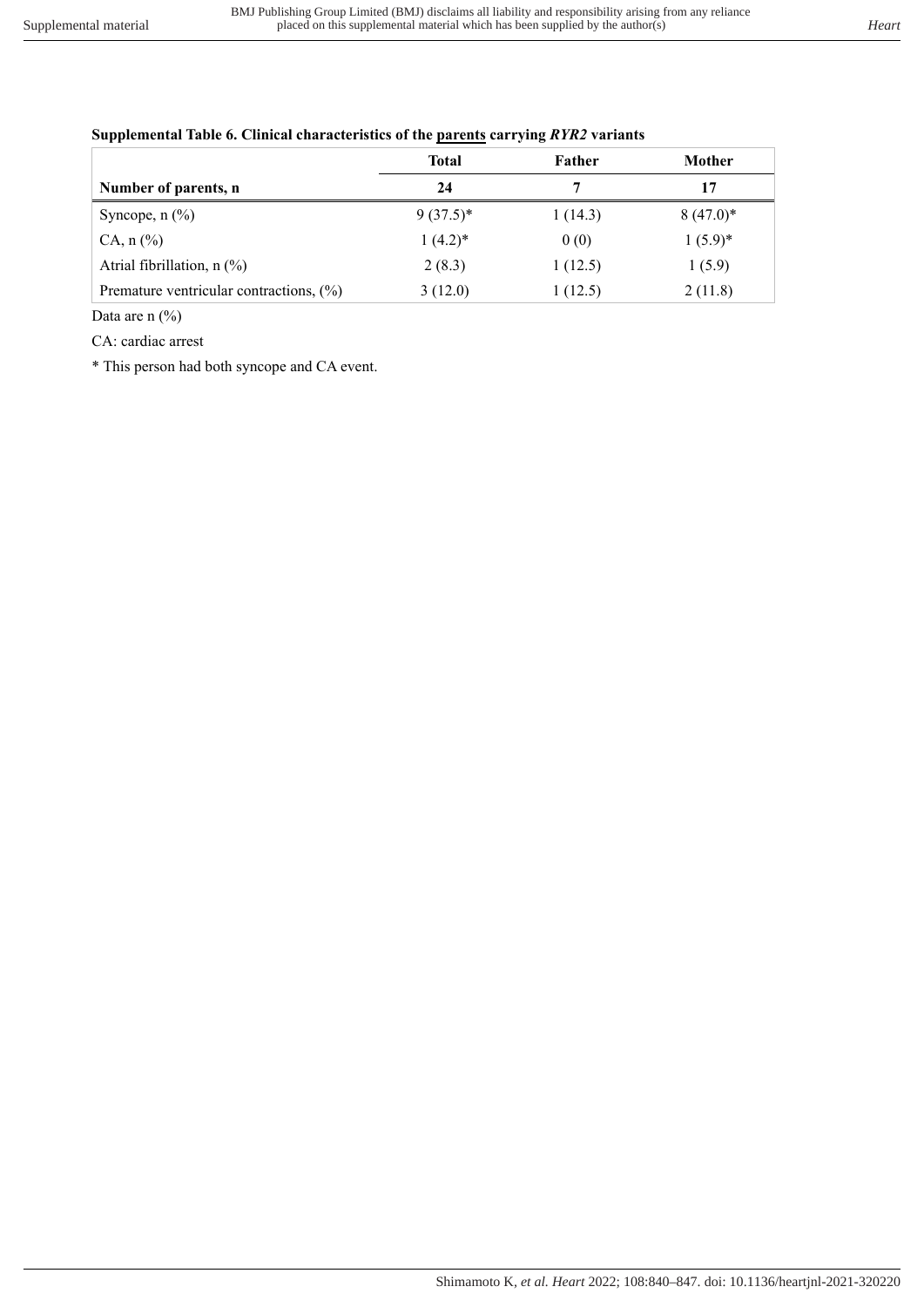**Supplemental Table 6. Clinical characteristics of the parents carrying *RYR2* variants**

| | Total | Father | Mother |
|---|---|---|---|
| **Number of parents, n** | **24** | **7** | **17** |
| Syncope, n (%) | 9 (37.5)* | 1 (14.3) | 8 (47.0)* |
| CA, n (%) | 1 (4.2)* | 0 (0) | 1 (5.9)* |
| Atrial fibrillation, n (%) | 2 (8.3) | 1 (12.5) | 1 (5.9) |
| Premature ventricular contractions, (%) | 3 (12.0) | 1 (12.5) | 2 (11.8) |

Data are n (%)

CA: cardiac arrest

* This person had both syncope and CA event.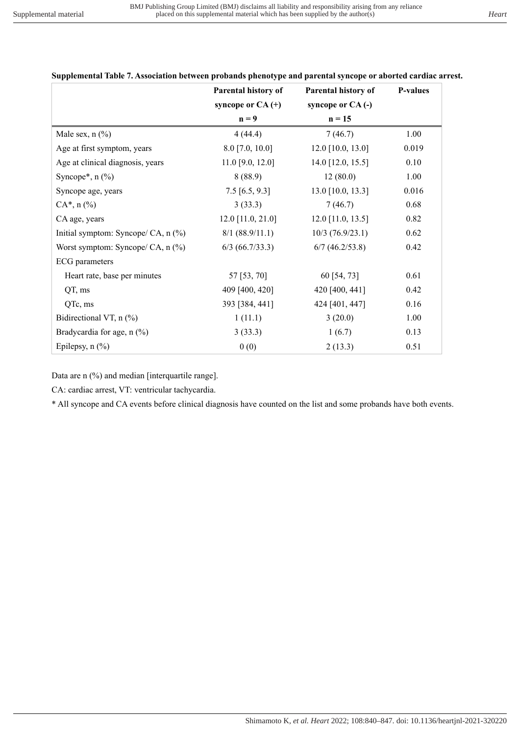**Supplemental Table 7. Association between probands phenotype and parental syncope or aborted cardiac arrest.**

| | Parental history of syncope or CA (+) n = 9 | Parental history of syncope or CA (-) n = 15 | P-values |
|---|---|---|---|
| Male sex, n (%) | 4 (44.4) | 7 (46.7) | 1.00 |
| Age at first symptom, years | 8.0 [7.0, 10.0] | 12.0 [10.0, 13.0] | 0.019 |
| Age at clinical diagnosis, years | 11.0 [9.0, 12.0] | 14.0 [12.0, 15.5] | 0.10 |
| Syncope*, n (%) | 8 (88.9) | 12 (80.0) | 1.00 |
| Syncope age, years | 7.5 [6.5, 9.3] | 13.0 [10.0, 13.3] | 0.016 |
| CA*, n (%) | 3 (33.3) | 7 (46.7) | 0.68 |
| CA age, years | 12.0 [11.0, 21.0] | 12.0 [11.0, 13.5] | 0.82 |
| Initial symptom: Syncope/ CA, n (%) | 8/1 (88.9/11.1) | 10/3 (76.9/23.1) | 0.62 |
| Worst symptom: Syncope/ CA, n (%) | 6/3 (66.7/33.3) | 6/7 (46.2/53.8) | 0.42 |
| ECG parameters | | | |
| Heart rate, base per minutes | 57 [53, 70] | 60 [54, 73] | 0.61 |
| QT, ms | 409 [400, 420] | 420 [400, 441] | 0.42 |
| QTc, ms | 393 [384, 441] | 424 [401, 447] | 0.16 |
| Bidirectional VT, n (%) | 1 (11.1) | 3 (20.0) | 1.00 |
| Bradycardia for age, n (%) | 3 (33.3) | 1 (6.7) | 0.13 |
| Epilepsy, n (%) | 0 (0) | 2 (13.3) | 0.51 |

Data are n (%) and median [interquartile range].

CA: cardiac arrest, VT: ventricular tachycardia.

* All syncope and CA events before clinical diagnosis have counted on the list and some probands have both events.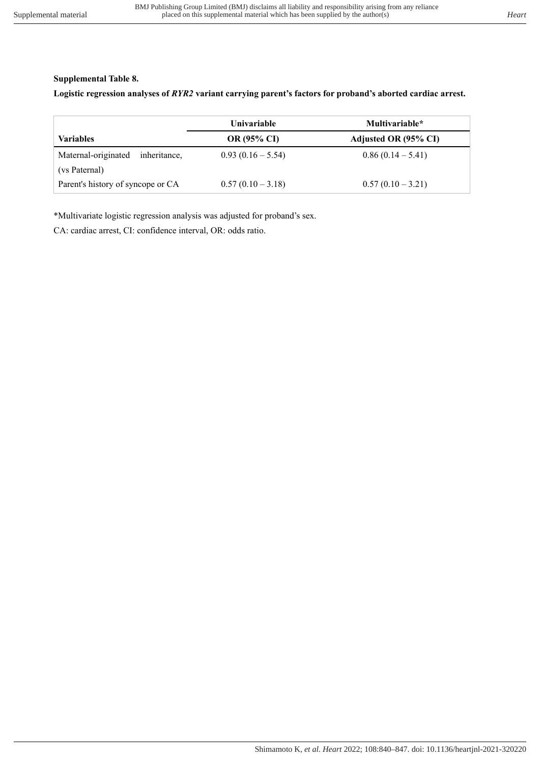**Supplemental Table 8.**

**Logistic regression analyses of *RYR2* variant carrying parent's factors for proband's aborted cardiac arrest.**

| | Univariable | Multivariable* |
|---|---|---|
| **Variables** | **OR (95% CI)** | **Adjusted OR (95% CI)** |
| Maternal-originated inheritance, (vs Paternal) | 0.93 (0.16 – 5.54) | 0.86 (0.14 – 5.41) |
| Parent's history of syncope or CA | 0.57 (0.10 – 3.18) | 0.57 (0.10 – 3.21) |

*Multivariate logistic regression analysis was adjusted for proband's sex.

CA: cardiac arrest, CI: confidence interval, OR: odds ratio.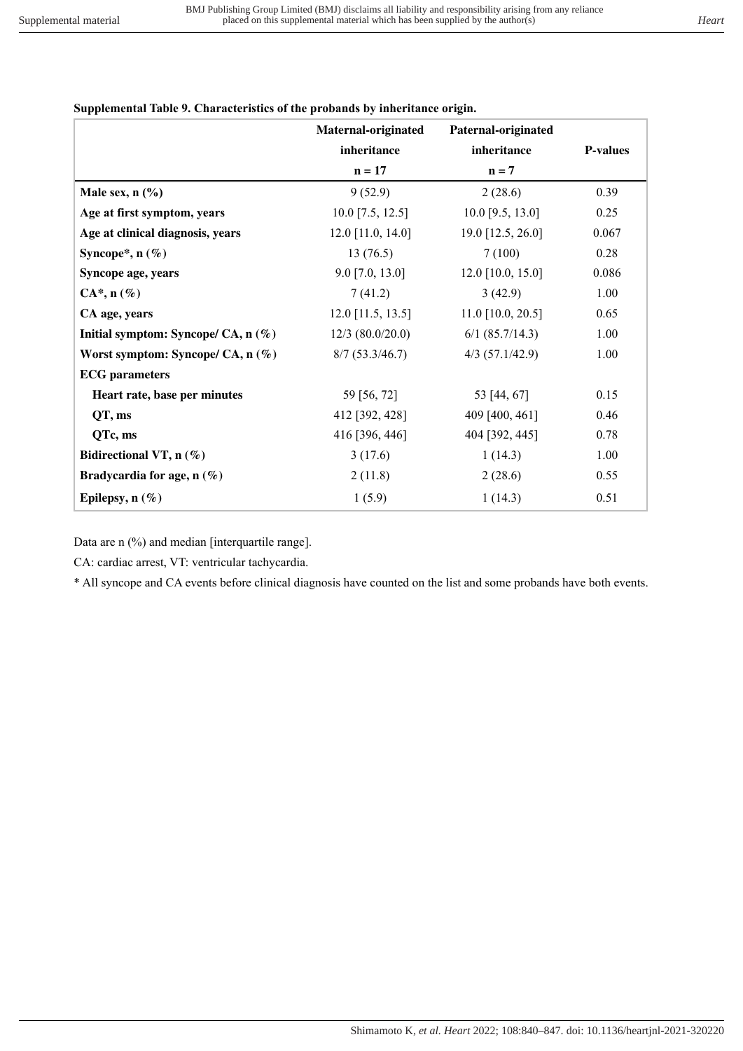**Supplemental Table 9. Characteristics of the probands by inheritance origin.**

| | Maternal-originated inheritance n = 17 | Paternal-originated inheritance n = 7 | P-values |
|---|---|---|---|
| **Male sex, n (%)** | 9 (52.9) | 2 (28.6) | 0.39 |
| **Age at first symptom, years** | 10.0 [7.5, 12.5] | 10.0 [9.5, 13.0] | 0.25 |
| **Age at clinical diagnosis, years** | 12.0 [11.0, 14.0] | 19.0 [12.5, 26.0] | 0.067 |
| **Syncope*, n (%)** | 13 (76.5) | 7 (100) | 0.28 |
| **Syncope age, years** | 9.0 [7.0, 13.0] | 12.0 [10.0, 15.0] | 0.086 |
| **CA*, n (%)** | 7 (41.2) | 3 (42.9) | 1.00 |
| **CA age, years** | 12.0 [11.5, 13.5] | 11.0 [10.0, 20.5] | 0.65 |
| **Initial symptom: Syncope/ CA, n (%)** | 12/3 (80.0/20.0) | 6/1 (85.7/14.3) | 1.00 |
| **Worst symptom: Syncope/ CA, n (%)** | 8/7 (53.3/46.7) | 4/3 (57.1/42.9) | 1.00 |
| **ECG parameters** | | | |
| **Heart rate, base per minutes** | 59 [56, 72] | 53 [44, 67] | 0.15 |
| **QT, ms** | 412 [392, 428] | 409 [400, 461] | 0.46 |
| **QTc, ms** | 416 [396, 446] | 404 [392, 445] | 0.78 |
| **Bidirectional VT, n (%)** | 3 (17.6) | 1 (14.3) | 1.00 |
| **Bradycardia for age, n (%)** | 2 (11.8) | 2 (28.6) | 0.55 |
| **Epilepsy, n (%)** | 1 (5.9) | 1 (14.3) | 0.51 |

Data are n (%) and median [interquartile range].

CA: cardiac arrest, VT: ventricular tachycardia.

* All syncope and CA events before clinical diagnosis have counted on the list and some probands have both events.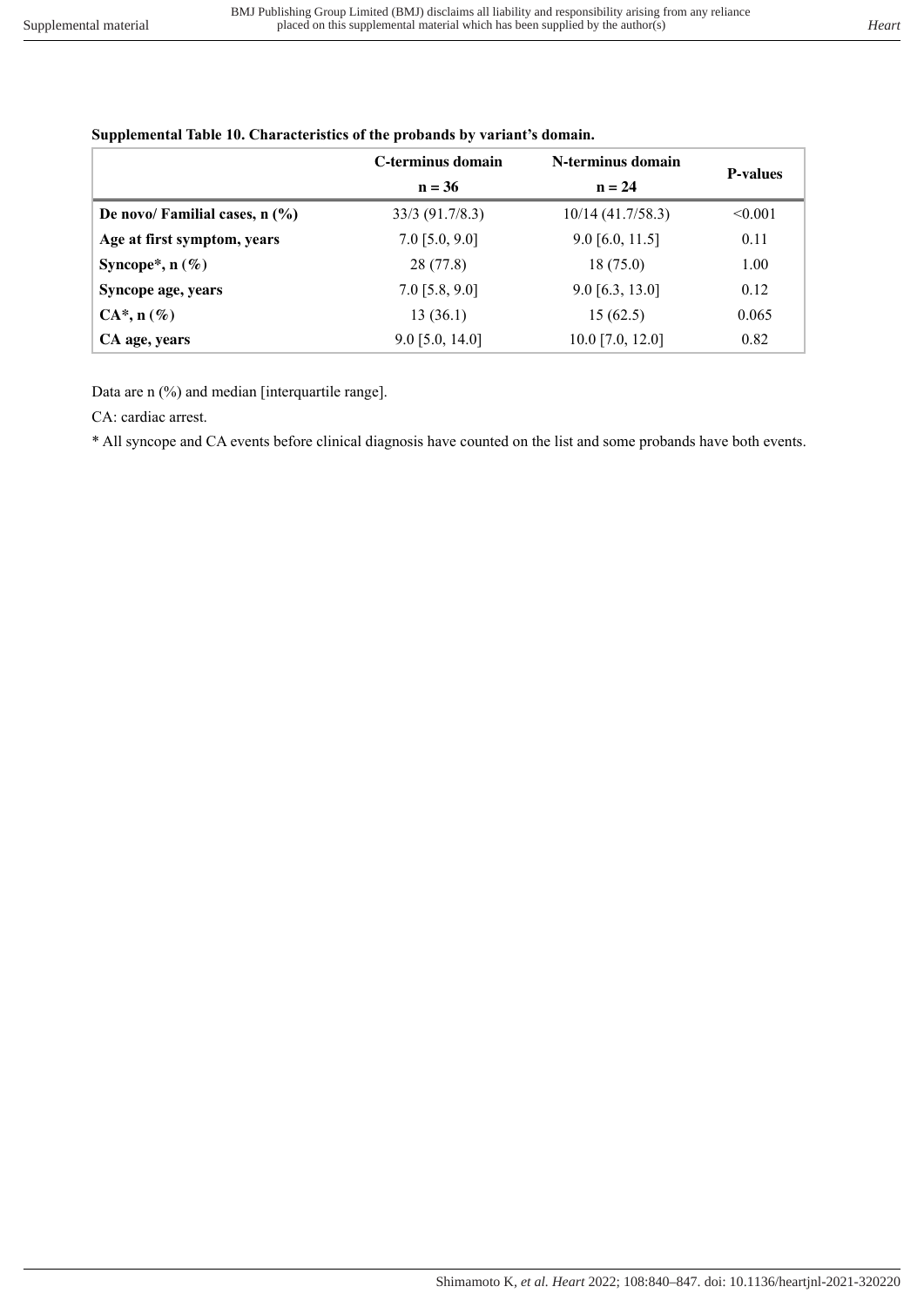**Supplemental Table 10. Characteristics of the probands by variant's domain.**

| | C-terminus domain n = 36 | N-terminus domain n = 24 | P-values |
|---|---|---|---|
| **De novo/ Familial cases, n (%)** | 33/3 (91.7/8.3) | 10/14 (41.7/58.3) | <0.001 |
| **Age at first symptom, years** | 7.0 [5.0, 9.0] | 9.0 [6.0, 11.5] | 0.11 |
| **Syncope*, n (%)** | 28 (77.8) | 18 (75.0) | 1.00 |
| **Syncope age, years** | 7.0 [5.8, 9.0] | 9.0 [6.3, 13.0] | 0.12 |
| **CA*, n (%)** | 13 (36.1) | 15 (62.5) | 0.065 |
| **CA age, years** | 9.0 [5.0, 14.0] | 10.0 [7.0, 12.0] | 0.82 |

Data are n (%) and median [interquartile range].

CA: cardiac arrest.

* All syncope and CA events before clinical diagnosis have counted on the list and some probands have both events.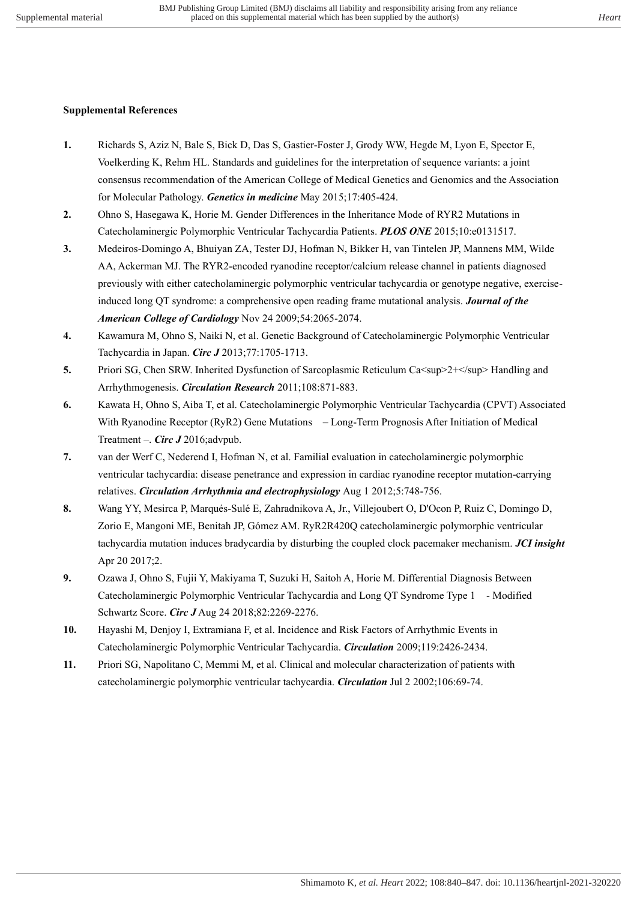**Supplemental References**

1. Richards S, Aziz N, Bale S, Bick D, Das S, Gastier-Foster J, Grody WW, Hegde M, Lyon E, Spector E, Voelkerding K, Rehm HL. Standards and guidelines for the interpretation of sequence variants: a joint consensus recommendation of the American College of Medical Genetics and Genomics and the Association for Molecular Pathology. ***Genetics in medicine*** May 2015;17:405-424.
2. Ohno S, Hasegawa K, Horie M. Gender Differences in the Inheritance Mode of RYR2 Mutations in Catecholaminergic Polymorphic Ventricular Tachycardia Patients. ***PLOS ONE*** 2015;10:e0131517.
3. Medeiros-Domingo A, Bhuiyan ZA, Tester DJ, Hofman N, Bikker H, van Tintelen JP, Mannens MM, Wilde AA, Ackerman MJ. The RYR2-encoded ryanodine receptor/calcium release channel in patients diagnosed previously with either catecholaminergic polymorphic ventricular tachycardia or genotype negative, exercise-induced long QT syndrome: a comprehensive open reading frame mutational analysis. ***Journal of the American College of Cardiology*** Nov 24 2009;54:2065-2074.
4. Kawamura M, Ohno S, Naiki N, et al. Genetic Background of Catecholaminergic Polymorphic Ventricular Tachycardia in Japan. ***Circ J*** 2013;77:1705-1713.
5. Priori SG, Chen SRW. Inherited Dysfunction of Sarcoplasmic Reticulum Ca<sup>2+</sup> Handling and Arrhythmogenesis. ***Circulation Research*** 2011;108:871-883.
6. Kawata H, Ohno S, Aiba T, et al. Catecholaminergic Polymorphic Ventricular Tachycardia (CPVT) Associated With Ryanodine Receptor (RyR2) Gene Mutations – Long-Term Prognosis After Initiation of Medical Treatment –. ***Circ J*** 2016;advpub.
7. van der Werf C, Nederend I, Hofman N, et al. Familial evaluation in catecholaminergic polymorphic ventricular tachycardia: disease penetrance and expression in cardiac ryanodine receptor mutation-carrying relatives. ***Circulation Arrhythmia and electrophysiology*** Aug 1 2012;5:748-756.
8. Wang YY, Mesirca P, Marqués-Sulé E, Zahradnikova A, Jr., Villejoubert O, D'Ocon P, Ruiz C, Domingo D, Zorio E, Mangoni ME, Benitah JP, Gómez AM. RyR2R420Q catecholaminergic polymorphic ventricular tachycardia mutation induces bradycardia by disturbing the coupled clock pacemaker mechanism. ***JCI insight*** Apr 20 2017;2.
9. Ozawa J, Ohno S, Fujii Y, Makiyama T, Suzuki H, Saitoh A, Horie M. Differential Diagnosis Between Catecholaminergic Polymorphic Ventricular Tachycardia and Long QT Syndrome Type 1 - Modified Schwartz Score. ***Circ J*** Aug 24 2018;82:2269-2276.
10. Hayashi M, Denjoy I, Extramiana F, et al. Incidence and Risk Factors of Arrhythmic Events in Catecholaminergic Polymorphic Ventricular Tachycardia. ***Circulation*** 2009;119:2426-2434.
11. Priori SG, Napolitano C, Memmi M, et al. Clinical and molecular characterization of patients with catecholaminergic polymorphic ventricular tachycardia. ***Circulation*** Jul 2 2002;106:69-74.